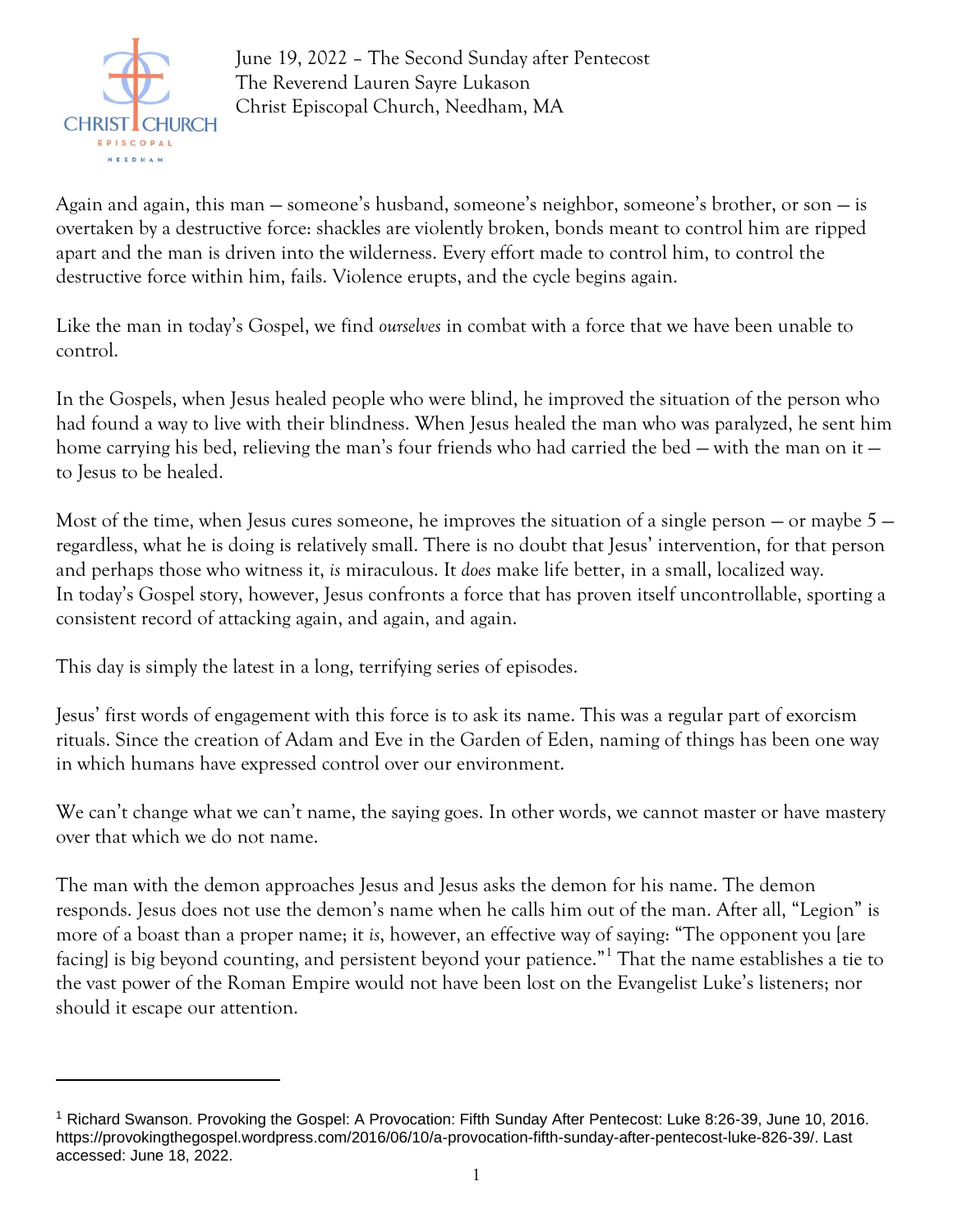June 19, 2022 – The Second Sunday after Pentecost
The Reverend Lauren Sayre Lukason
Christ Episcopal Church, Needham, MA

Again and again, this man — someone's husband, someone's neighbor, someone's brother, or son — is overtaken by a destructive force: shackles are violently broken, bonds meant to control him are ripped apart and the man is driven into the wilderness. Every effort made to control him, to control the destructive force within him, fails. Violence erupts, and the cycle begins again.

Like the man in today's Gospel, we find *ourselves* in combat with a force that we have been unable to control.

In the Gospels, when Jesus healed people who were blind, he improved the situation of the person who had found a way to live with their blindness. When Jesus healed the man who was paralyzed, he sent him home carrying his bed, relieving the man's four friends who had carried the bed — with the man on it — to Jesus to be healed.

Most of the time, when Jesus cures someone, he improves the situation of a single person — or maybe 5 — regardless, what he is doing is relatively small. There is no doubt that Jesus' intervention, for that person and perhaps those who witness it, *is* miraculous. It *does* make life better, in a small, localized way. In today's Gospel story, however, Jesus confronts a force that has proven itself uncontrollable, sporting a consistent record of attacking again, and again, and again.

This day is simply the latest in a long, terrifying series of episodes.

Jesus' first words of engagement with this force is to ask its name. This was a regular part of exorcism rituals. Since the creation of Adam and Eve in the Garden of Eden, naming of things has been one way in which humans have expressed control over our environment.

We can't change what we can't name, the saying goes. In other words, we cannot master or have mastery over that which we do not name.

The man with the demon approaches Jesus and Jesus asks the demon for his name. The demon responds. Jesus does not use the demon's name when he calls him out of the man. After all, "Legion" is more of a boast than a proper name; it *is*, however, an effective way of saying: "The opponent you [are facing] is big beyond counting, and persistent beyond your patience."[1] That the name establishes a tie to the vast power of the Roman Empire would not have been lost on the Evangelist Luke's listeners; nor should it escape our attention.

---

[1] Richard Swanson. Provoking the Gospel: A Provocation: Fifth Sunday After Pentecost: Luke 8:26-39, June 10, 2016. https://provokingthegospel.wordpress.com/2016/06/10/a-provocation-fifth-sunday-after-pentecost-luke-826-39/. Last accessed: June 18, 2022.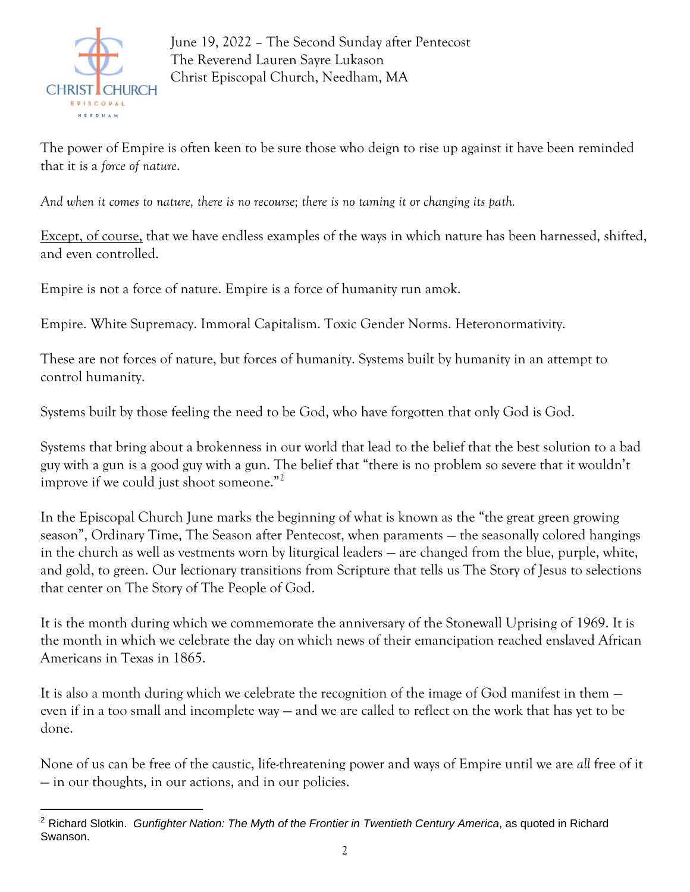The power of Empire is often keen to be sure those who deign to rise up against it have been reminded that it is a *force of nature*.

*And when it comes to nature, there is no recourse; there is no taming it or changing its path.*

<u>Except, of course,</u> that we have endless examples of the ways in which nature has been harnessed, shifted, and even controlled.

Empire is not a force of nature. Empire is a force of humanity run amok.

Empire. White Supremacy. Immoral Capitalism. Toxic Gender Norms. Heteronormativity.

These are not forces of nature, but forces of humanity. Systems built by humanity in an attempt to control humanity.

Systems built by those feeling the need to be God, who have forgotten that only God is God.

Systems that bring about a brokenness in our world that lead to the belief that the best solution to a bad guy with a gun is a good guy with a gun. The belief that "there is no problem so severe that it wouldn't improve if we could just shoot someone."[2]

In the Episcopal Church June marks the beginning of what is known as the "the great green growing season", Ordinary Time, The Season after Pentecost, when paraments — the seasonally colored hangings in the church as well as vestments worn by liturgical leaders — are changed from the blue, purple, white, and gold, to green. Our lectionary transitions from Scripture that tells us The Story of Jesus to selections that center on The Story of The People of God.

It is the month during which we commemorate the anniversary of the Stonewall Uprising of 1969. It is the month in which we celebrate the day on which news of their emancipation reached enslaved African Americans in Texas in 1865.

It is also a month during which we celebrate the recognition of the image of God manifest in them — even if in a too small and incomplete way — and we are called to reflect on the work that has yet to be done.

None of us can be free of the caustic, life-threatening power and ways of Empire until we are *all* free of it — in our thoughts, in our actions, and in our policies.

---

[2] Richard Slotkin. *Gunfighter Nation: The Myth of the Frontier in Twentieth Century America*, as quoted in Richard Swanson.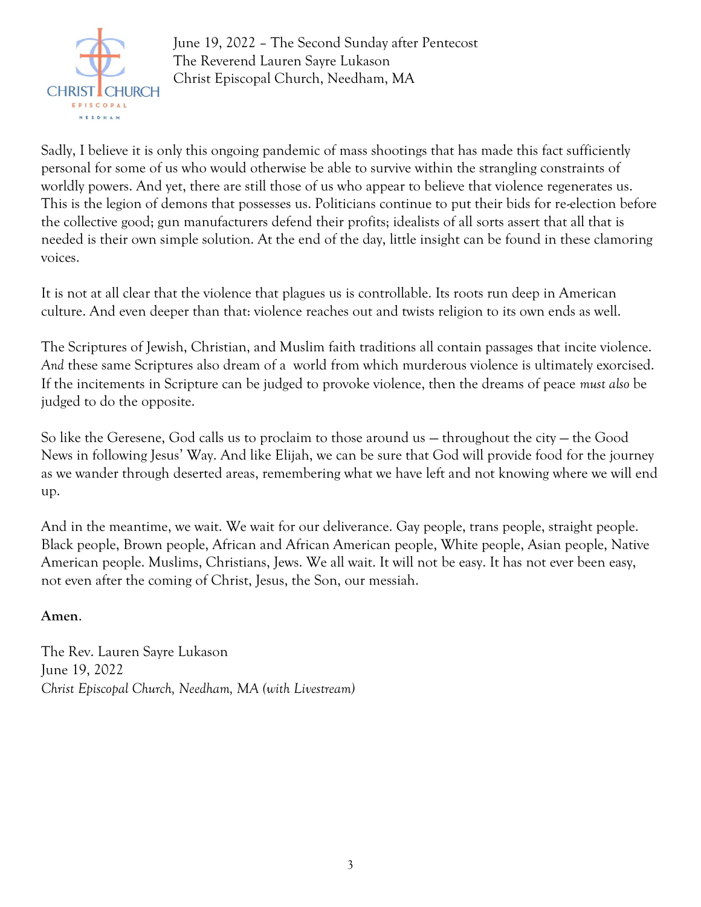Sadly, I believe it is only this ongoing pandemic of mass shootings that has made this fact sufficiently personal for some of us who would otherwise be able to survive within the strangling constraints of worldly powers. And yet, there are still those of us who appear to believe that violence regenerates us. This is the legion of demons that possesses us. Politicians continue to put their bids for re-election before the collective good; gun manufacturers defend their profits; idealists of all sorts assert that all that is needed is their own simple solution. At the end of the day, little insight can be found in these clamoring voices.

It is not at all clear that the violence that plagues us is controllable. Its roots run deep in American culture. And even deeper than that: violence reaches out and twists religion to its own ends as well.

The Scriptures of Jewish, Christian, and Muslim faith traditions all contain passages that incite violence. *And* these same Scriptures also dream of a world from which murderous violence is ultimately exorcised. If the incitements in Scripture can be judged to provoke violence, then the dreams of peace *must also* be judged to do the opposite.

So like the Geresene, God calls us to proclaim to those around us — throughout the city — the Good News in following Jesus' Way. And like Elijah, we can be sure that God will provide food for the journey as we wander through deserted areas, remembering what we have left and not knowing where we will end up.

And in the meantime, we wait. We wait for our deliverance. Gay people, trans people, straight people. Black people, Brown people, African and African American people, White people, Asian people, Native American people. Muslims, Christians, Jews. We all wait. It will not be easy. It has not ever been easy, not even after the coming of Christ, Jesus, the Son, our messiah.

**Amen**.

The Rev. Lauren Sayre Lukason
June 19, 2022
*Christ Episcopal Church, Needham, MA (with Livestream)*